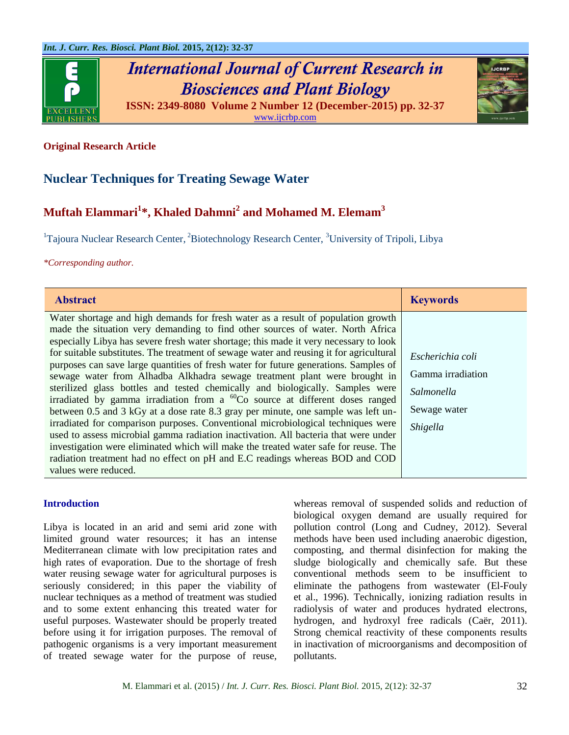Original Research Article

# Nuclear Techniques for Treating Sewage Water

## Muftah Elammari[1]*, Khaled Dahmni[2] and Mohamed M. Elemam[3]

[1]Tajoura Nuclear Research Center, [2]Biotechnology Research Center, [3]University of Tripoli, Libya

*Corresponding author.

| Abstract | Keywords |
|---|---|
| Water shortage and high demands for fresh water as a result of population growth made the situation very demanding to find other sources of water. North Africa especially Libya has severe fresh water shortage; this made it very necessary to look for suitable substitutes. The treatment of sewage water and reusing it for agricultural purposes can save large quantities of fresh water for future generations. Samples of sewage water from Alhadba Alkhadra sewage treatment plant were brought in sterilized glass bottles and tested chemically and biologically. Samples were irradiated by gamma irradiation from a $^{60}Co$ source at different doses ranged between 0.5 and 3 kGy at a dose rate 8.3 gray per minute, one sample was left un-irradiated for comparison purposes. Conventional microbiological techniques were used to assess microbial gamma radiation inactivation. All bacteria that were under investigation were eliminated which will make the treated water safe for reuse. The radiation treatment had no effect on pH and E.C readings whereas BOD and COD values were reduced. | *Escherichia coli*<br>Gamma irradiation<br>*Salmonella*<br>Sewage water<br>*Shigella* |

## Introduction

Libya is located in an arid and semi arid zone with limited ground water resources; it has an intense Mediterranean climate with low precipitation rates and high rates of evaporation. Due to the shortage of fresh water reusing sewage water for agricultural purposes is seriously considered; in this paper the viability of nuclear techniques as a method of treatment was studied and to some extent enhancing this treated water for useful purposes. Wastewater should be properly treated before using it for irrigation purposes. The removal of pathogenic organisms is a very important measurement of treated sewage water for the purpose of reuse, whereas removal of suspended solids and reduction of biological oxygen demand are usually required for pollution control (Long and Cudney, 2012). Several methods have been used including anaerobic digestion, composting, and thermal disinfection for making the sludge biologically and chemically safe. But these conventional methods seem to be insufficient to eliminate the pathogens from wastewater (El-Fouly et al., 1996). Technically, ionizing radiation results in radiolysis of water and produces hydrated electrons, hydrogen, and hydroxyl free radicals (Caër, 2011). Strong chemical reactivity of these components results in inactivation of microorganisms and decomposition of pollutants.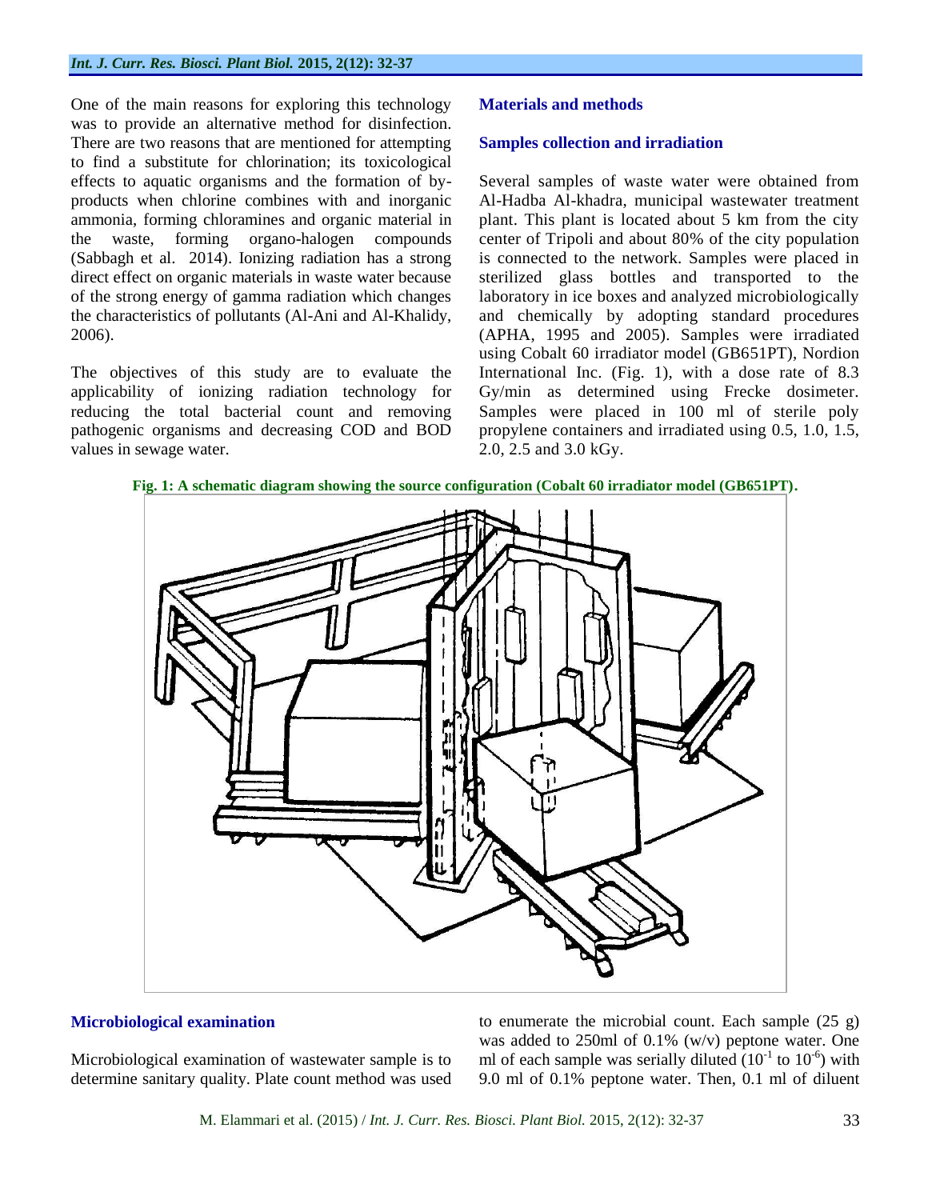One of the main reasons for exploring this technology was to provide an alternative method for disinfection. There are two reasons that are mentioned for attempting to find a substitute for chlorination; its toxicological effects to aquatic organisms and the formation of by-products when chlorine combines with and inorganic ammonia, forming chloramines and organic material in the waste, forming organo-halogen compounds (Sabbagh et al. 2014). Ionizing radiation has a strong direct effect on organic materials in waste water because of the strong energy of gamma radiation which changes the characteristics of pollutants (Al-Ani and Al-Khalidy, 2006).

The objectives of this study are to evaluate the applicability of ionizing radiation technology for reducing the total bacterial count and removing pathogenic organisms and decreasing COD and BOD values in sewage water.

## Materials and methods

### Samples collection and irradiation

Several samples of waste water were obtained from Al-Hadba Al-khadra, municipal wastewater treatment plant. This plant is located about 5 km from the city center of Tripoli and about 80% of the city population is connected to the network. Samples were placed in sterilized glass bottles and transported to the laboratory in ice boxes and analyzed microbiologically and chemically by adopting standard procedures (APHA, 1995 and 2005). Samples were irradiated using Cobalt 60 irradiator model (GB651PT), Nordion International Inc. (Fig. 1), with a dose rate of 8.3 Gy/min as determined using Frecke dosimeter. Samples were placed in 100 ml of sterile poly propylene containers and irradiated using 0.5, 1.0, 1.5, 2.0, 2.5 and 3.0 kGy.

**Fig. 1: A schematic diagram showing the source configuration (Cobalt 60 irradiator model (GB651PT).**

### Microbiological examination

Microbiological examination of wastewater sample is to determine sanitary quality. Plate count method was used to enumerate the microbial count. Each sample (25 g) was added to 250ml of 0.1% (w/v) peptone water. One ml of each sample was serially diluted ($10^{-1}$ to $10^{-6}$) with 9.0 ml of 0.1% peptone water. Then, 0.1 ml of diluent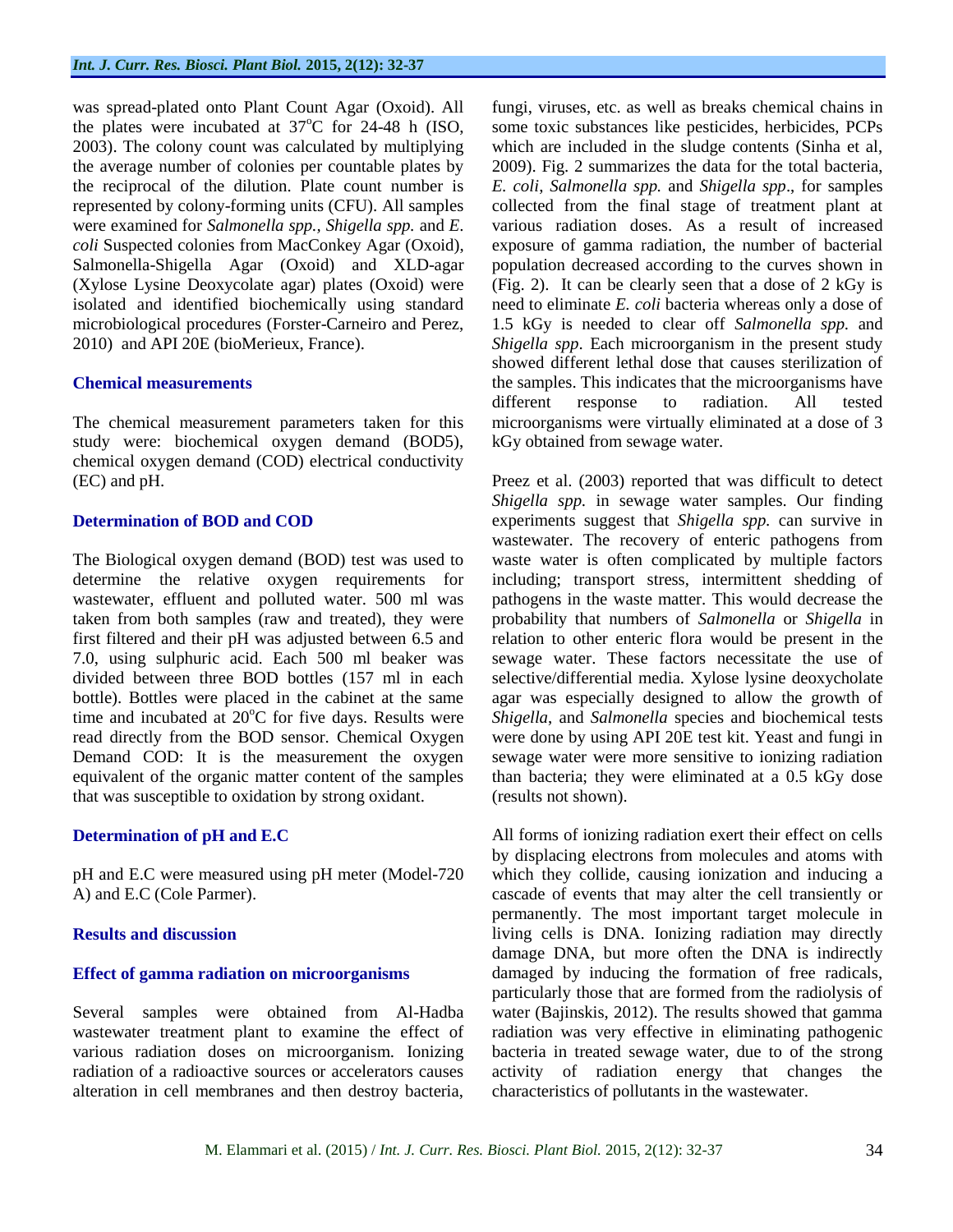was spread-plated onto Plant Count Agar (Oxoid). All the plates were incubated at 37°C for 24-48 h (ISO, 2003). The colony count was calculated by multiplying the average number of colonies per countable plates by the reciprocal of the dilution. Plate count number is represented by colony-forming units (CFU). All samples were examined for *Salmonella spp.*, *Shigella spp.* and *E. coli* Suspected colonies from MacConkey Agar (Oxoid), Salmonella-Shigella Agar (Oxoid) and XLD-agar (Xylose Lysine Deoxycolate agar) plates (Oxoid) were isolated and identified biochemically using standard microbiological procedures (Forster-Carneiro and Perez, 2010) and API 20E (bioMerieux, France).

### Chemical measurements

The chemical measurement parameters taken for this study were: biochemical oxygen demand ($BOD_5$), chemical oxygen demand (COD) electrical conductivity (EC) and pH.

### Determination of BOD and COD

The Biological oxygen demand (BOD) test was used to determine the relative oxygen requirements for wastewater, effluent and polluted water. 500 ml was taken from both samples (raw and treated), they were first filtered and their pH was adjusted between 6.5 and 7.0, using sulphuric acid. Each 500 ml beaker was divided between three BOD bottles (157 ml in each bottle). Bottles were placed in the cabinet at the same time and incubated at 20°C for five days. Results were read directly from the BOD sensor. Chemical Oxygen Demand COD: It is the measurement the oxygen equivalent of the organic matter content of the samples that was susceptible to oxidation by strong oxidant.

### Determination of pH and E.C

pH and E.C were measured using pH meter (Model-720 A) and E.C (Cole Parmer).

## Results and discussion

### Effect of gamma radiation on microorganisms

Several samples were obtained from Al-Hadba wastewater treatment plant to examine the effect of various radiation doses on microorganism. Ionizing radiation of a radioactive sources or accelerators causes alteration in cell membranes and then destroy bacteria, fungi, viruses, etc. as well as breaks chemical chains in some toxic substances like pesticides, herbicides, PCPs which are included in the sludge contents (Sinha et al, 2009). Fig. 2 summarizes the data for the total bacteria, *E. coli*, *Salmonella spp.* and *Shigella spp*., for samples collected from the final stage of treatment plant at various radiation doses. As a result of increased exposure of gamma radiation, the number of bacterial population decreased according to the curves shown in (Fig. 2). It can be clearly seen that a dose of 2 kGy is need to eliminate *E. coli* bacteria whereas only a dose of 1.5 kGy is needed to clear off *Salmonella spp.* and *Shigella spp*. Each microorganism in the present study showed different lethal dose that causes sterilization of the samples. This indicates that the microorganisms have different response to radiation. All tested microorganisms were virtually eliminated at a dose of 3 kGy obtained from sewage water.

Preez et al. (2003) reported that was difficult to detect *Shigella spp.* in sewage water samples. Our finding experiments suggest that *Shigella spp.* can survive in wastewater. The recovery of enteric pathogens from waste water is often complicated by multiple factors including; transport stress, intermittent shedding of pathogens in the waste matter. This would decrease the probability that numbers of *Salmonella* or *Shigella* in relation to other enteric flora would be present in the sewage water. These factors necessitate the use of selective/differential media. Xylose lysine deoxycholate agar was especially designed to allow the growth of *Shigella*, and *Salmonella* species and biochemical tests were done by using API 20E test kit. Yeast and fungi in sewage water were more sensitive to ionizing radiation than bacteria; they were eliminated at a 0.5 kGy dose (results not shown).

All forms of ionizing radiation exert their effect on cells by displacing electrons from molecules and atoms with which they collide, causing ionization and inducing a cascade of events that may alter the cell transiently or permanently. The most important target molecule in living cells is DNA. Ionizing radiation may directly damage DNA, but more often the DNA is indirectly damaged by inducing the formation of free radicals, particularly those that are formed from the radiolysis of water (Bajinskis, 2012). The results showed that gamma radiation was very effective in eliminating pathogenic bacteria in treated sewage water, due to of the strong activity of radiation energy that changes the characteristics of pollutants in the wastewater.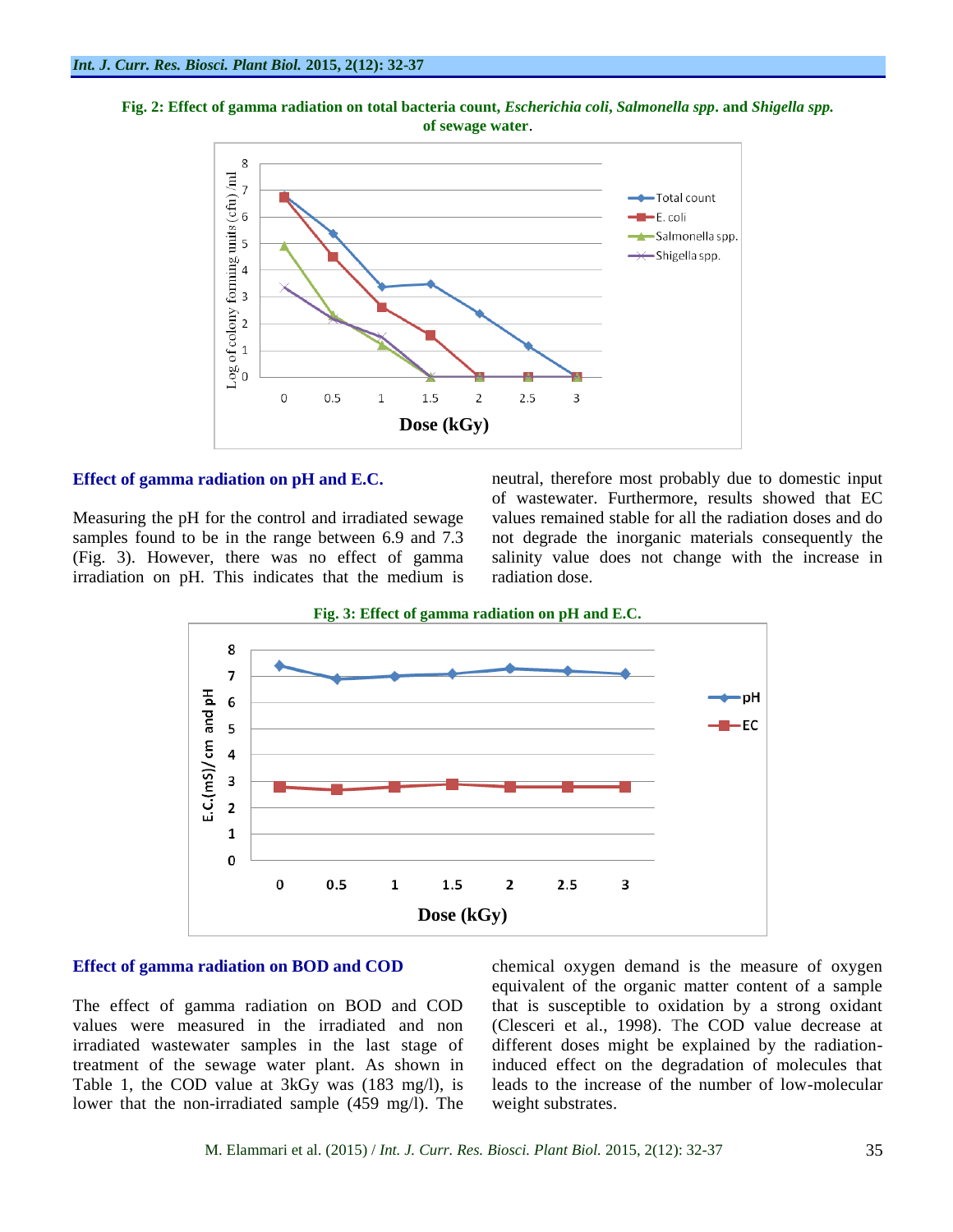**Fig. 2: Effect of gamma radiation on total bacteria count, *Escherichia coli*, *Salmonella spp*. and *Shigella spp.* of sewage water.**

### Effect of gamma radiation on pH and E.C.

Measuring the pH for the control and irradiated sewage samples found to be in the range between 6.9 and 7.3 (Fig. 3). However, there was no effect of gamma irradiation on pH. This indicates that the medium is neutral, therefore most probably due to domestic input of wastewater. Furthermore, results showed that EC values remained stable for all the radiation doses and do not degrade the inorganic materials consequently the salinity value does not change with the increase in radiation dose.

**Fig. 3: Effect of gamma radiation on pH and E.C.**

### Effect of gamma radiation on BOD and COD

The effect of gamma radiation on BOD and COD values were measured in the irradiated and non irradiated wastewater samples in the last stage of treatment of the sewage water plant. As shown in Table 1, the COD value at 3kGy was (183 mg/l), is lower that the non-irradiated sample (459 mg/l). The chemical oxygen demand is the measure of oxygen equivalent of the organic matter content of a sample that is susceptible to oxidation by a strong oxidant (Clesceri et al., 1998). The COD value decrease at different doses might be explained by the radiation-induced effect on the degradation of molecules that leads to the increase of the number of low-molecular weight substrates.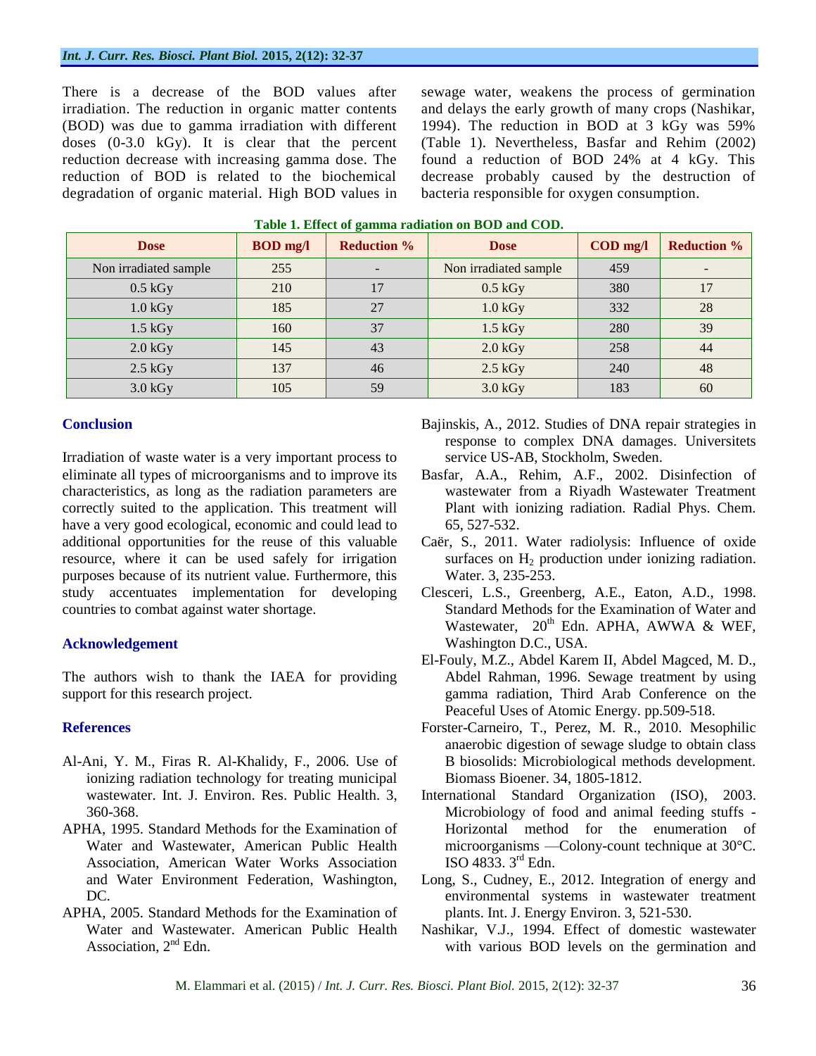There is a decrease of the BOD values after irradiation. The reduction in organic matter contents (BOD) was due to gamma irradiation with different doses (0-3.0 kGy). It is clear that the percent reduction decrease with increasing gamma dose. The reduction of BOD is related to the biochemical degradation of organic material. High BOD values in sewage water, weakens the process of germination and delays the early growth of many crops (Nashikar, 1994). The reduction in BOD at 3 kGy was 59% (Table 1). Nevertheless, Basfar and Rehim (2002) found a reduction of BOD 24% at 4 kGy. This decrease probably caused by the destruction of bacteria responsible for oxygen consumption.

**Table 1. Effect of gamma radiation on BOD and COD.**

| Dose | BOD mg/l | Reduction % | Dose | COD mg/l | Reduction % |
|---|---|---|---|---|---|
| Non irradiated sample | 255 | - | Non irradiated sample | 459 | - |
| 0.5 kGy | 210 | 17 | 0.5 kGy | 380 | 17 |
| 1.0 kGy | 185 | 27 | 1.0 kGy | 332 | 28 |
| 1.5 kGy | 160 | 37 | 1.5 kGy | 280 | 39 |
| 2.0 kGy | 145 | 43 | 2.0 kGy | 258 | 44 |
| 2.5 kGy | 137 | 46 | 2.5 kGy | 240 | 48 |
| 3.0 kGy | 105 | 59 | 3.0 kGy | 183 | 60 |

## Conclusion

Irradiation of waste water is a very important process to eliminate all types of microorganisms and to improve its characteristics, as long as the radiation parameters are correctly suited to the application. This treatment will have a very good ecological, economic and could lead to additional opportunities for the reuse of this valuable resource, where it can be used safely for irrigation purposes because of its nutrient value. Furthermore, this study accentuates implementation for developing countries to combat against water shortage.

## Acknowledgement

The authors wish to thank the IAEA for providing support for this research project.

## References

Al-Ani, Y. M., Firas R. Al-Khalidy, F., 2006. Use of ionizing radiation technology for treating municipal wastewater. Int. J. Environ. Res. Public Health. 3, 360-368.

APHA, 1995. Standard Methods for the Examination of Water and Wastewater, American Public Health Association, American Water Works Association and Water Environment Federation, Washington, DC.

APHA, 2005. Standard Methods for the Examination of Water and Wastewater. American Public Health Association, 2nd Edn.

Bajinskis, A., 2012. Studies of DNA repair strategies in response to complex DNA damages. Universitets service US-AB, Stockholm, Sweden.

Basfar, A.A., Rehim, A.F., 2002. Disinfection of wastewater from a Riyadh Wastewater Treatment Plant with ionizing radiation. Radial Phys. Chem. 65, 527-532.

Caër, S., 2011. Water radiolysis: Influence of oxide surfaces on $H_2$ production under ionizing radiation. Water. 3, 235-253.

Clesceri, L.S., Greenberg, A.E., Eaton, A.D., 1998. Standard Methods for the Examination of Water and Wastewater, 20th Edn. APHA, AWWA & WEF, Washington D.C., USA.

El-Fouly, M.Z., Abdel Karem II, Abdel Magced, M. D., Abdel Rahman, 1996. Sewage treatment by using gamma radiation, Third Arab Conference on the Peaceful Uses of Atomic Energy. pp.509-518.

Forster-Carneiro, T., Perez, M. R., 2010. Mesophilic anaerobic digestion of sewage sludge to obtain class B biosolids: Microbiological methods development. Biomass Bioener. 34, 1805-1812.

International Standard Organization (ISO), 2003. Microbiology of food and animal feeding stuffs - Horizontal method for the enumeration of microorganisms —Colony-count technique at 30°C. ISO 4833. 3rd Edn.

Long, S., Cudney, E., 2012. Integration of energy and environmental systems in wastewater treatment plants. Int. J. Energy Environ. 3, 521-530.

Nashikar, V.J., 1994. Effect of domestic wastewater with various BOD levels on the germination and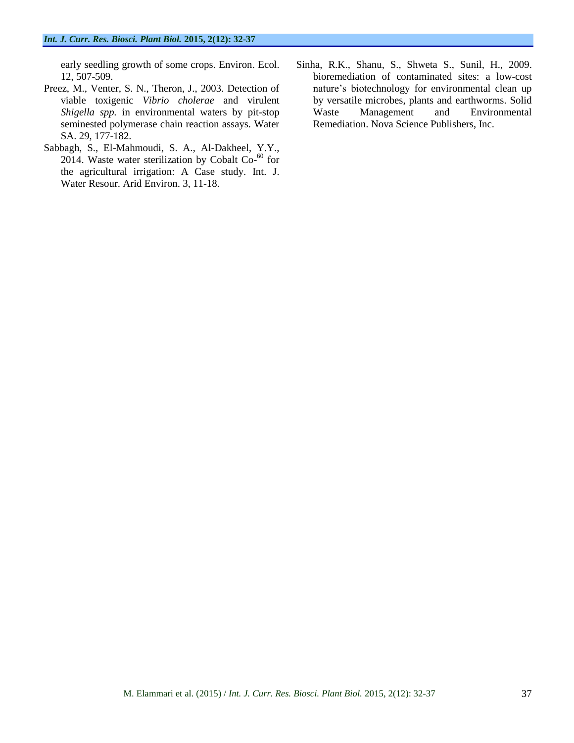early seedling growth of some crops. Environ. Ecol. 12, 507-509.

Preez, M., Venter, S. N., Theron, J., 2003. Detection of viable toxigenic *Vibrio cholerae* and virulent *Shigella spp.* in environmental waters by pit-stop seminested polymerase chain reaction assays. Water SA. 29, 177-182.

Sabbagh, S., El-Mahmoudi, S. A., Al-Dakheel, Y.Y., 2014. Waste water sterilization by Cobalt Co-$^{60}$ for the agricultural irrigation: A Case study. Int. J. Water Resour. Arid Environ. 3, 11-18.

Sinha, R.K., Shanu, S., Shweta S., Sunil, H., 2009. bioremediation of contaminated sites: a low-cost nature's biotechnology for environmental clean up by versatile microbes, plants and earthworms. Solid Waste Management and Environmental Remediation. Nova Science Publishers, Inc.